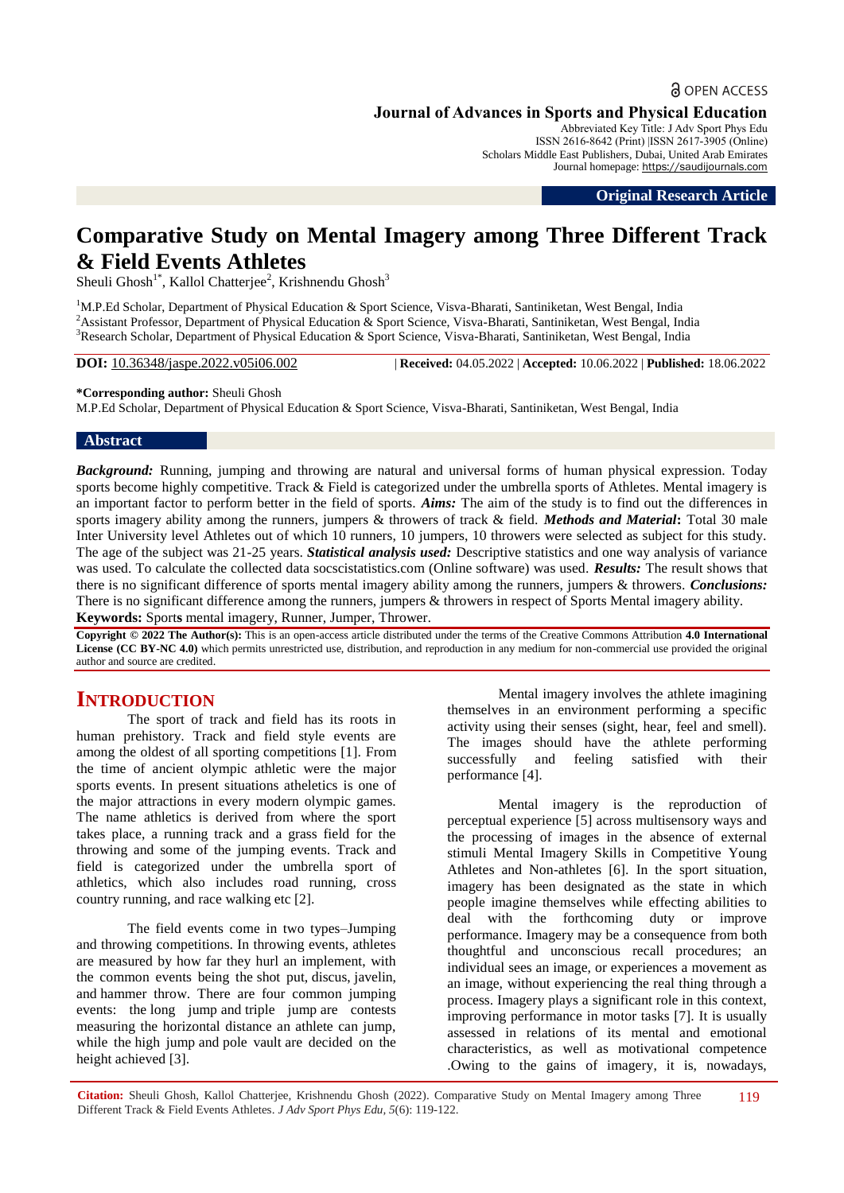OPEN ACCESS

**Journal of Advances in Sports and Physical Education**
Abbreviated Key Title: J Adv Sport Phys Edu
ISSN 2616-8642 (Print) |ISSN 2617-3905 (Online)
Scholars Middle East Publishers, Dubai, United Arab Emirates
Journal homepage: https://saudijournals.com

**Original Research Article**

# Comparative Study on Mental Imagery among Three Different Track & Field Events Athletes

Sheuli Ghosh[1*], Kallol Chatterjee[2], Krishnendu Ghosh[3]

[1]M.P.Ed Scholar, Department of Physical Education & Sport Science, Visva-Bharati, Santiniketan, West Bengal, India
[2]Assistant Professor, Department of Physical Education & Sport Science, Visva-Bharati, Santiniketan, West Bengal, India
[3]Research Scholar, Department of Physical Education & Sport Science, Visva-Bharati, Santiniketan, West Bengal, India

**DOI:** 10.36348/jaspe.2022.v05i06.002 | **Received:** 04.05.2022 | **Accepted:** 10.06.2022 | **Published:** 18.06.2022

**\*Corresponding author:** Sheuli Ghosh
M.P.Ed Scholar, Department of Physical Education & Sport Science, Visva-Bharati, Santiniketan, West Bengal, India

## Abstract

***Background:*** Running, jumping and throwing are natural and universal forms of human physical expression. Today sports become highly competitive. Track & Field is categorized under the umbrella sports of Athletes. Mental imagery is an important factor to perform better in the field of sports. ***Aims:*** The aim of the study is to find out the differences in sports imagery ability among the runners, jumpers & throwers of track & field. ***Methods and Material*:** Total 30 male Inter University level Athletes out of which 10 runners, 10 jumpers, 10 throwers were selected as subject for this study. The age of the subject was 21-25 years. ***Statistical analysis used:*** Descriptive statistics and one way analysis of variance was used. To calculate the collected data socscistatistics.com (Online software) was used. ***Results:*** The result shows that there is no significant difference of sports mental imagery ability among the runners, jumpers & throwers. ***Conclusions:*** There is no significant difference among the runners, jumpers & throwers in respect of Sports Mental imagery ability.

**Keywords:** Sports mental imagery, Runner, Jumper, Thrower.

**Copyright © 2022 The Author(s):** This is an open-access article distributed under the terms of the Creative Commons Attribution **4.0 International License (CC BY-NC 4.0)** which permits unrestricted use, distribution, and reproduction in any medium for non-commercial use provided the original author and source are credited.

## INTRODUCTION

The sport of track and field has its roots in human prehistory. Track and field style events are among the oldest of all sporting competitions [1]. From the time of ancient olympic athletic were the major sports events. In present situations atheletics is one of the major attractions in every modern olympic games. The name athletics is derived from where the sport takes place, a running track and a grass field for the throwing and some of the jumping events. Track and field is categorized under the umbrella sport of athletics, which also includes road running, cross country running, and race walking etc [2].

The field events come in two types–Jumping and throwing competitions. In throwing events, athletes are measured by how far they hurl an implement, with the common events being the shot put, discus, javelin, and hammer throw. There are four common jumping events: the long jump and triple jump are contests measuring the horizontal distance an athlete can jump, while the high jump and pole vault are decided on the height achieved [3].

Mental imagery involves the athlete imagining themselves in an environment performing a specific activity using their senses (sight, hear, feel and smell). The images should have the athlete performing successfully and feeling satisfied with their performance [4].

Mental imagery is the reproduction of perceptual experience [5] across multisensory ways and the processing of images in the absence of external stimuli Mental Imagery Skills in Competitive Young Athletes and Non-athletes [6]. In the sport situation, imagery has been designated as the state in which people imagine themselves while effecting abilities to deal with the forthcoming duty or improve performance. Imagery may be a consequence from both thoughtful and unconscious recall procedures; an individual sees an image, or experiences a movement as an image, without experiencing the real thing through a process. Imagery plays a significant role in this context, improving performance in motor tasks [7]. It is usually assessed in relations of its mental and emotional characteristics, as well as motivational competence .Owing to the gains of imagery, it is, nowadays,

**Citation:** Sheuli Ghosh, Kallol Chatterjee, Krishnendu Ghosh (2022). Comparative Study on Mental Imagery among Three Different Track & Field Events Athletes. *J Adv Sport Phys Edu, 5*(6): 119-122.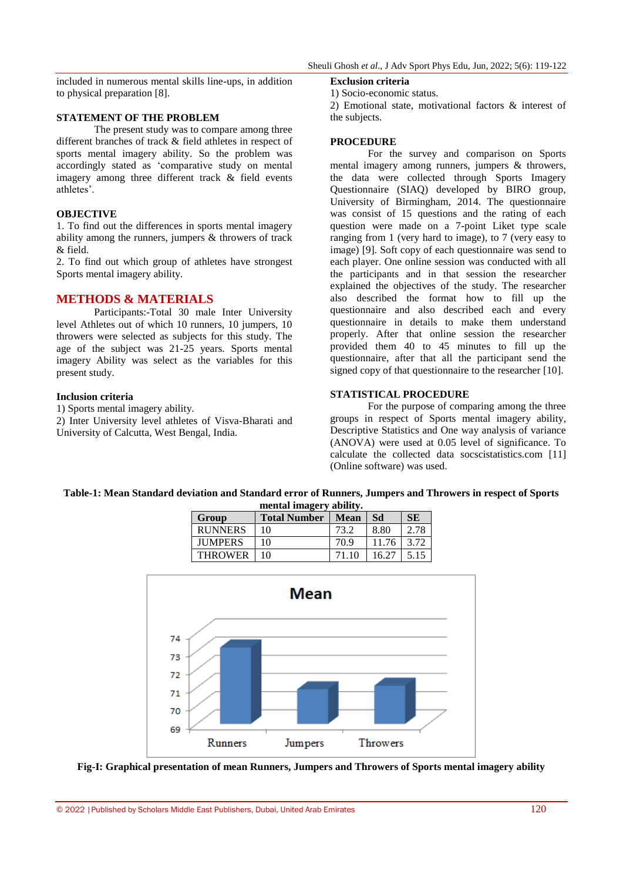included in numerous mental skills line-ups, in addition to physical preparation [8].

## STATEMENT OF THE PROBLEM

The present study was to compare among three different branches of track & field athletes in respect of sports mental imagery ability. So the problem was accordingly stated as 'comparative study on mental imagery among three different track & field events athletes'.

## OBJECTIVE

1. To find out the differences in sports mental imagery ability among the runners, jumpers & throwers of track & field.
2. To find out which group of athletes have strongest Sports mental imagery ability.

# METHODS & MATERIALS

Participants:-Total 30 male Inter University level Athletes out of which 10 runners, 10 jumpers, 10 throwers were selected as subjects for this study. The age of the subject was 21-25 years. Sports mental imagery Ability was select as the variables for this present study.

### Inclusion criteria

1) Sports mental imagery ability.
2) Inter University level athletes of Visva-Bharati and University of Calcutta, West Bengal, India.

### Exclusion criteria

1) Socio-economic status.
2) Emotional state, motivational factors & interest of the subjects.

## PROCEDURE

For the survey and comparison on Sports mental imagery among runners, jumpers & throwers, the data were collected through Sports Imagery Questionnaire (SIAQ) developed by BIRO group, University of Birmingham, 2014. The questionnaire was consist of 15 questions and the rating of each question were made on a 7-point Liket type scale ranging from 1 (very hard to image), to 7 (very easy to image) [9]. Soft copy of each questionnaire was send to each player. One online session was conducted with all the participants and in that session the researcher explained the objectives of the study. The researcher also described the format how to fill up the questionnaire and also described each and every questionnaire in details to make them understand properly. After that online session the researcher provided them 40 to 45 minutes to fill up the questionnaire, after that all the participant send the signed copy of that questionnaire to the researcher [10].

## STATISTICAL PROCEDURE

For the purpose of comparing among the three groups in respect of Sports mental imagery ability, Descriptive Statistics and One way analysis of variance (ANOVA) were used at 0.05 level of significance. To calculate the collected data socscistatistics.com [11] (Online software) was used.

**Table-1: Mean Standard deviation and Standard error of Runners, Jumpers and Throwers in respect of Sports mental imagery ability.**

| Group | Total Number | Mean | Sd | SE |
|---|---|---|---|---|
| RUNNERS | 10 | 73.2 | 8.80 | 2.78 |
| JUMPERS | 10 | 70.9 | 11.76 | 3.72 |
| THROWER | 10 | 71.10 | 16.27 | 5.15 |

**Fig-I: Graphical presentation of mean Runners, Jumpers and Throwers of Sports mental imagery ability**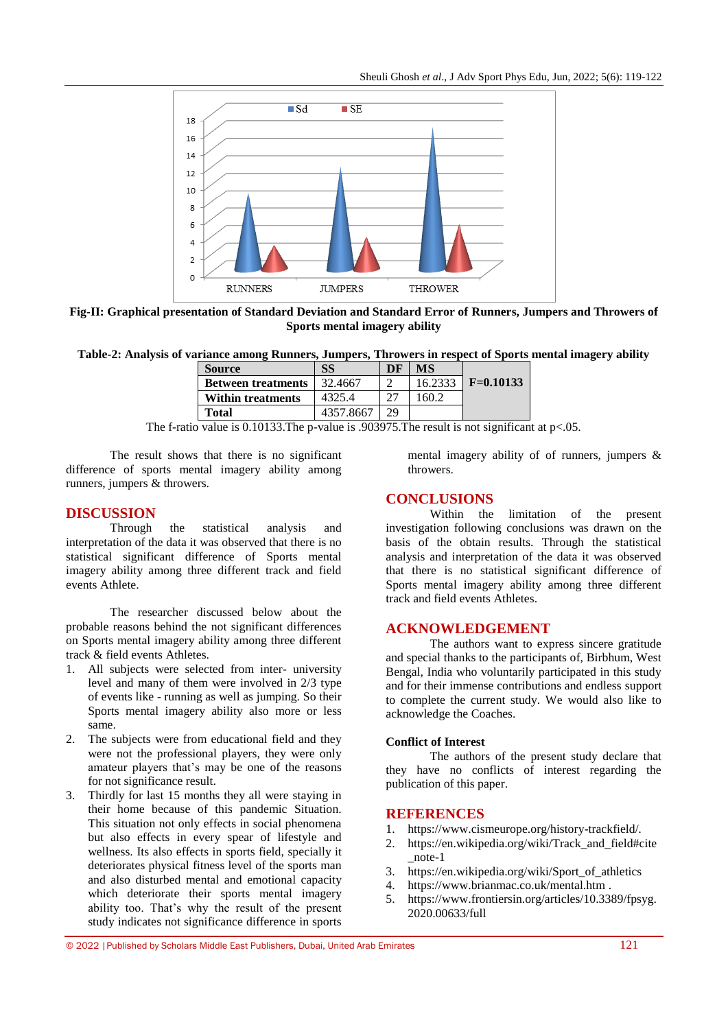Fig-II: **Graphical presentation of Standard Deviation and Standard Error of Runners, Jumpers and Throwers of Sports mental imagery ability**

**Table-2: Analysis of variance among Runners, Jumpers, Throwers in respect of Sports mental imagery ability**

| Source | SS | DF | MS | |
|---|---|---|---|---|
| **Between treatments** | 32.4667 | 2 | 16.2333 | **F=0.10133** |
| **Within treatments** | 4325.4 | 27 | 160.2 | |
| **Total** | 4357.8667 | 29 | | |

The f-ratio value is 0.10133.The p-value is .903975.The result is not significant at $p<.05$.

The result shows that there is no significant difference of sports mental imagery ability among runners, jumpers & throwers.

## DISCUSSION

Through the statistical analysis and interpretation of the data it was observed that there is no statistical significant difference of Sports mental imagery ability among three different track and field events Athlete.

The researcher discussed below about the probable reasons behind the not significant differences on Sports mental imagery ability among three different track & field events Athletes.

1. All subjects were selected from inter- university level and many of them were involved in 2/3 type of events like - running as well as jumping. So their Sports mental imagery ability also more or less same.
2. The subjects were from educational field and they were not the professional players, they were only amateur players that's may be one of the reasons for not significance result.
3. Thirdly for last 15 months they all were staying in their home because of this pandemic Situation. This situation not only effects in social phenomena but also effects in every spear of lifestyle and wellness. Its also effects in sports field, specially it deteriorates physical fitness level of the sports man and also disturbed mental and emotional capacity which deteriorate their sports mental imagery ability too. That's why the result of the present study indicates not significance difference in sports mental imagery ability of of runners, jumpers & throwers.

## CONCLUSIONS

Within the limitation of the present investigation following conclusions was drawn on the basis of the obtain results. Through the statistical analysis and interpretation of the data it was observed that there is no statistical significant difference of Sports mental imagery ability among three different track and field events Athletes.

## ACKNOWLEDGEMENT

The authors want to express sincere gratitude and special thanks to the participants of, Birbhum, West Bengal, India who voluntarily participated in this study and for their immense contributions and endless support to complete the current study. We would also like to acknowledge the Coaches.

### Conflict of Interest

The authors of the present study declare that they have no conflicts of interest regarding the publication of this paper.

## REFERENCES

1. https://www.cismeurope.org/history-trackfield/.
2. https://en.wikipedia.org/wiki/Track_and_field#cite_note-1
3. https://en.wikipedia.org/wiki/Sport_of_athletics
4. https://www.brianmac.co.uk/mental.htm .
5. https://www.frontiersin.org/articles/10.3389/fpsyg.2020.00633/full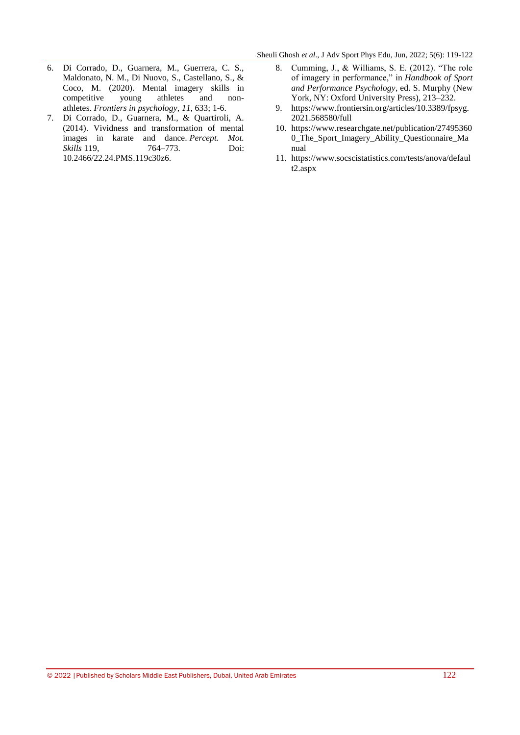6. Di Corrado, D., Guarnera, M., Guerrera, C. S., Maldonato, N. M., Di Nuovo, S., Castellano, S., & Coco, M. (2020). Mental imagery skills in competitive young athletes and non-athletes. *Frontiers in psychology*, *11*, 633; 1-6.
7. Di Corrado, D., Guarnera, M., & Quartiroli, A. (2014). Vividness and transformation of mental images in karate and dance. *Percept. Mot. Skills* 119, 764–773. Doi: 10.2466/22.24.PMS.119c30z6.
8. Cumming, J., & Williams, S. E. (2012). "The role of imagery in performance," in *Handbook of Sport and Performance Psychology*, ed. S. Murphy (New York, NY: Oxford University Press), 213–232.
9. https://www.frontiersin.org/articles/10.3389/fpsyg.2021.568580/full
10. https://www.researchgate.net/publication/274953600_The_Sport_Imagery_Ability_Questionnaire_Manual
11. https://www.socscistatistics.com/tests/anova/default2.aspx